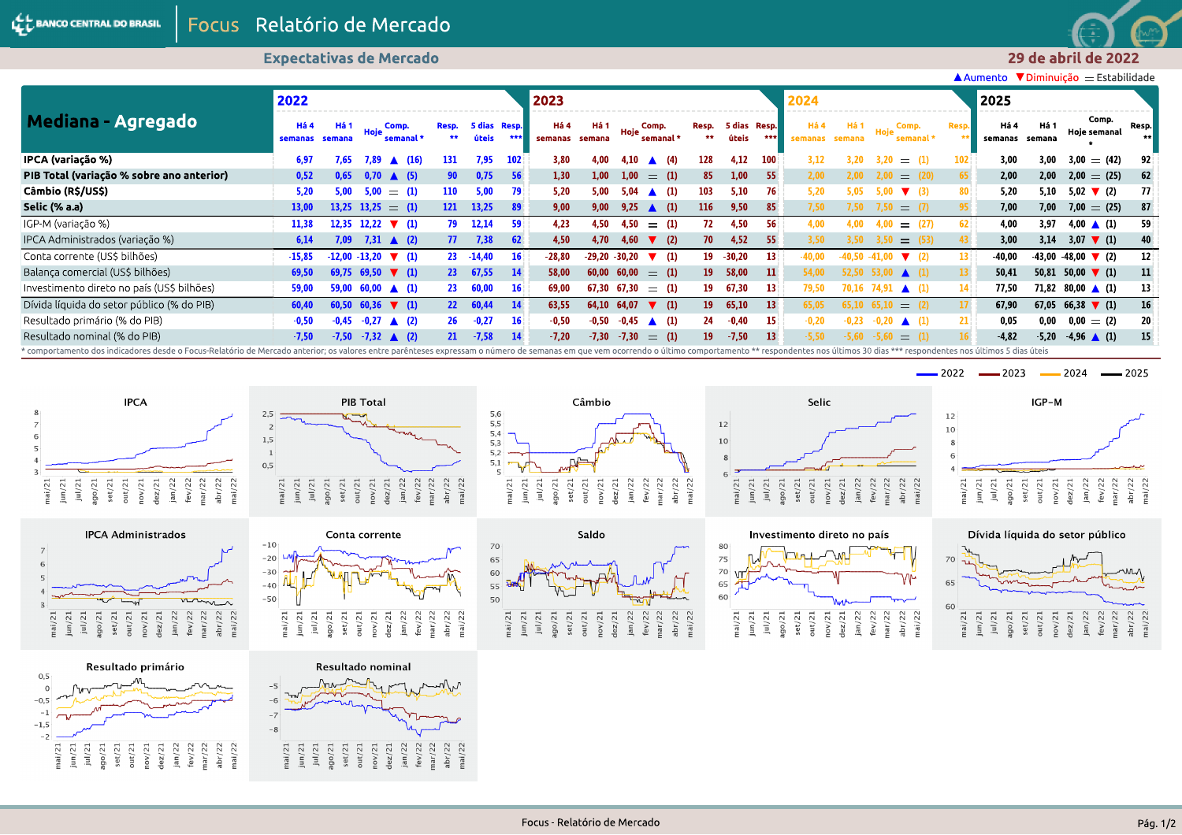# Focus Relatório de Mercado

**Expectativas de Mercado** — 29 de abril de 2022

▲Aumento ▼Diminuição = Estabilidade

## Mediana - Agregado

| Mediana - Agregado | 2022 Há 4 semanas | 2022 Há 1 semana | 2022 Hoje | 2022 Comp. semanal * | 2022 Resp. ** | 2022 5 dias úteis | 2022 Resp. *** | 2023 Há 4 semanas | 2023 Há 1 semana | 2023 Hoje | 2023 Comp. semanal * | 2023 Resp. ** | 2023 5 dias úteis | 2023 Resp. *** | 2024 Há 4 semanas | 2024 Há 1 semana | 2024 Hoje | 2024 Comp. semanal * | 2024 Resp. ** | 2025 Há 4 semanas | 2025 Há 1 semana | 2025 Hoje | 2025 Comp. semanal * | 2025 Resp. ** |
|---|---|---|---|---|---|---|---|---|---|---|---|---|---|---|---|---|---|---|---|---|---|---|---|---|
| **IPCA (variação %)** | 6,97 | 7,65 | 7,89 | ▲ (16) | 131 | 7,95 | 102 | 3,80 | 4,00 | 4,10 | ▲ (4) | 128 | 4,12 | 100 | 3,12 | 3,20 | 3,20 | = (1) | 102 | 3,00 | 3,00 | 3,00 | = (42) | 92 |
| **PIB Total (variação % sobre ano anterior)** | 0,52 | 0,65 | 0,70 | ▲ (5) | 90 | 0,75 | 56 | 1,30 | 1,00 | 1,00 | = (1) | 85 | 1,00 | 55 | 2,00 | 2,00 | 2,00 | = (20) | 65 | 2,00 | 2,00 | 2,00 | = (25) | 62 |
| **Câmbio (R$/US$)** | 5,20 | 5,00 | 5,00 | = (1) | 110 | 5,00 | 79 | 5,20 | 5,00 | 5,04 | ▲ (1) | 103 | 5,10 | 76 | 5,20 | 5,05 | 5,00 | ▼ (3) | 80 | 5,20 | 5,10 | 5,02 | ▼ (2) | 77 |
| **Selic (% a.a)** | 13,00 | 13,25 | 13,25 | = (1) | 121 | 13,25 | 89 | 9,00 | 9,00 | 9,25 | ▲ (1) | 116 | 9,50 | 85 | 7,50 | 7,50 | 7,50 | = (7) | 95 | 7,00 | 7,00 | 7,00 | = (25) | 87 |
| IGP-M (variação %) | 11,38 | 12,35 | 12,22 | ▼ (1) | 79 | 12,14 | 59 | 4,23 | 4,50 | 4,50 | = (1) | 72 | 4,50 | 56 | 4,00 | 4,00 | 4,00 | = (27) | 62 | 4,00 | 3,97 | 4,00 | ▲ (1) | 59 |
| IPCA Administrados (variação %) | 6,14 | 7,09 | 7,31 | ▲ (2) | 77 | 7,38 | 62 | 4,50 | 4,70 | 4,60 | ▼ (2) | 70 | 4,52 | 55 | 3,50 | 3,50 | 3,50 | = (53) | 43 | 3,00 | 3,14 | 3,07 | ▼ (1) | 40 |
| Conta corrente (US$ bilhões) | -15,85 | -12,00 | -13,20 | ▼ (1) | 23 | -14,40 | 16 | -28,80 | -29,20 | -30,20 | ▼ (1) | 19 | -30,20 | 13 | -40,00 | -40,50 | -41,00 | ▼ (2) | 13 | -40,00 | -43,00 | -48,00 | ▼ (2) | 12 |
| Balança comercial (US$ bilhões) | 69,50 | 69,75 | 69,50 | ▼ (1) | 23 | 67,55 | 14 | 58,00 | 60,00 | 60,00 | = (1) | 19 | 58,00 | 11 | 54,00 | 52,50 | 53,00 | ▲ (1) | 13 | 50,41 | 50,81 | 50,00 | ▼ (1) | 11 |
| Investimento direto no país (US$ bilhões) | 59,00 | 59,00 | 60,00 | ▲ (1) | 23 | 60,00 | 16 | 69,00 | 67,30 | 67,30 | = (1) | 19 | 67,30 | 13 | 79,50 | 70,16 | 74,91 | ▲ (1) | 14 | 77,50 | 71,82 | 80,00 | ▲ (1) | 13 |
| Dívida líquida do setor público (% do PIB) | 60,40 | 60,50 | 60,36 | ▼ (1) | 22 | 60,44 | 14 | 63,55 | 64,10 | 64,07 | ▼ (1) | 19 | 65,10 | 13 | 65,05 | 65,10 | 65,10 | = (2) | 17 | 67,90 | 67,05 | 66,38 | ▼ (1) | 16 |
| Resultado primário (% do PIB) | -0,50 | -0,45 | -0,27 | ▲ (2) | 26 | -0,27 | 16 | -0,50 | -0,50 | -0,45 | ▲ (1) | 24 | -0,40 | 15 | -0,20 | -0,23 | -0,20 | ▲ (1) | 21 | 0,05 | 0,00 | 0,00 | = (2) | 20 |
| Resultado nominal (% do PIB) | -7,50 | -7,50 | -7,32 | ▲ (2) | 21 | -7,58 | 14 | -7,20 | -7,30 | -7,30 | = (1) | 19 | -7,50 | 13 | -5,50 | -5,60 | -5,60 | = (1) | 16 | -4,82 | -5,20 | -4,96 | ▲ (1) | 15 |

\* comportamento dos indicadores desde o Focus-Relatório de Mercado anterior; os valores entre parênteses expressam o número de semanas em que vem ocorrendo o último comportamento ** respondentes nos últimos 30 dias *** respondentes nos últimos 5 dias úteis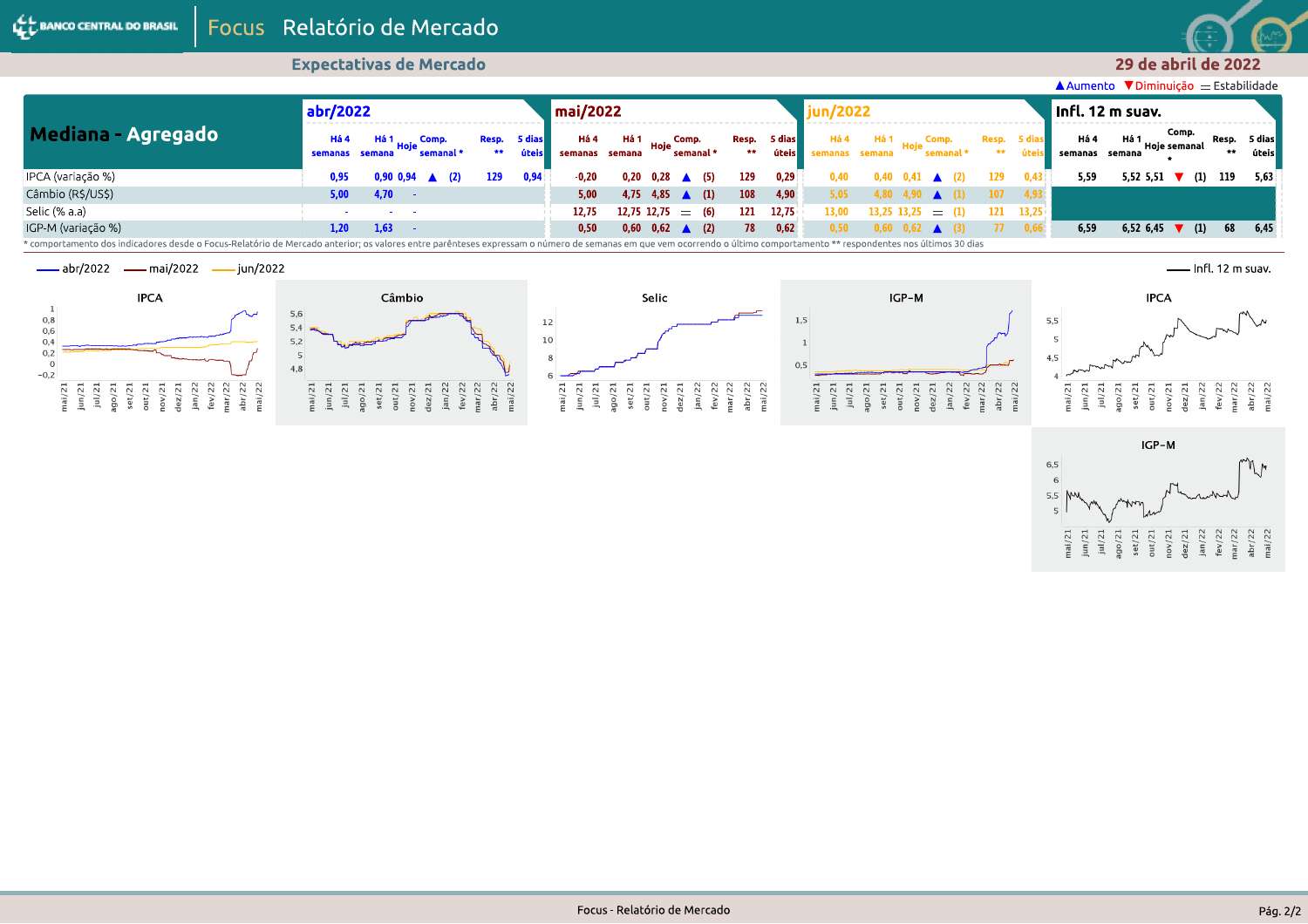# Focus Relatório de Mercado

## Expectativas de Mercado

29 de abril de 2022

▲Aumento ▼Diminuição = Estabilidade

| Mediana - Agregado | abr/2022 | | | | | | mai/2022 | | | | | | jun/2022 | | | | | | Infl. 12 m suav. | | | | | |
|---|---|---|---|---|---|---|---|---|---|---|---|---|---|---|---|---|---|---|---|---|---|---|---|---|
| | Há 4 semanas | Há 1 semana | Hoje | Comp. semanal * | Resp. ** | 5 dias úteis | Há 4 semanas | Há 1 semana | Hoje | Comp. semanal * | Resp. ** | 5 dias úteis | Há 4 semanas | Há 1 semana | Hoje | Comp. semanal * | Resp. ** | 5 dias úteis | Há 4 semanas | Há 1 semana | Hoje | Comp. semanal * | Resp. ** | 5 dias úteis |
| IPCA (variação %) | 0,95 | 0,90 | 0,94 | ▲ (2) | 129 | 0,94 | -0,20 | 0,20 | 0,28 | ▲ (5) | 129 | 0,29 | 0,40 | 0,40 | 0,41 | ▲ (2) | 129 | 0,43 | 5,59 | 5,52 | 5,51 | ▼ (1) | 119 | 5,63 |
| Câmbio (R$/US$) | 5,00 | 4,70 | - | | | | 5,00 | 4,75 | 4,85 | ▲ (1) | 108 | 4,90 | 5,05 | 4,80 | 4,90 | ▲ (1) | 107 | 4,93 | | | | | | |
| Selic (% a.a) | - | - | - | | | | 12,75 | 12,75 | 12,75 | = (6) | 121 | 12,75 | 13,00 | 13,25 | 13,25 | = (1) | 121 | 13,25 | | | | | | |
| IGP-M (variação %) | 1,20 | 1,63 | - | | | | 0,50 | 0,60 | 0,62 | ▲ (2) | 78 | 0,62 | 0,50 | 0,60 | 0,62 | ▲ (3) | 77 | 0,66 | 6,59 | 6,52 | 6,45 | ▼ (1) | 68 | 6,45 |

\* comportamento dos indicadores desde o Focus-Relatório de Mercado anterior; os valores entre parênteses expressam o número de semanas em que vem ocorrendo o último comportamento \*\* respondentes nos últimos 30 dias

— abr/2022 — mai/2022 — jun/2022

— Infl. 12 m suav.

IPCA

1
0,8
0,6
0,4
0,2
0
−0,2
mai/21 jun/21 jul/21 ago/21 set/21 out/21 nov/21 dez/21 jan/22 fev/22 mar/22 abr/22 mai/22

Câmbio

5,6
5,4
5,2
5
4,8
mai/21 jun/21 jul/21 ago/21 set/21 out/21 nov/21 dez/21 jan/22 fev/22 mar/22 abr/22 mai/22

Selic

12
10
8
6
mai/21 jun/21 jul/21 ago/21 set/21 out/21 nov/21 dez/21 jan/22 fev/22 mar/22 abr/22 mai/22

IGP-M

1,5
1
0,5
mai/21 jun/21 jul/21 ago/21 set/21 out/21 nov/21 dez/21 jan/22 fev/22 mar/22 abr/22 mai/22

IPCA

5,5
5
4,5
4
mai/21 jun/21 jul/21 ago/21 set/21 out/21 nov/21 dez/21 jan/22 fev/22 mar/22 abr/22 mai/22

IGP-M

6,5
6
5,5
5
mai/21 jun/21 jul/21 ago/21 set/21 out/21 nov/21 dez/21 jan/22 fev/22 mar/22 abr/22 mai/22